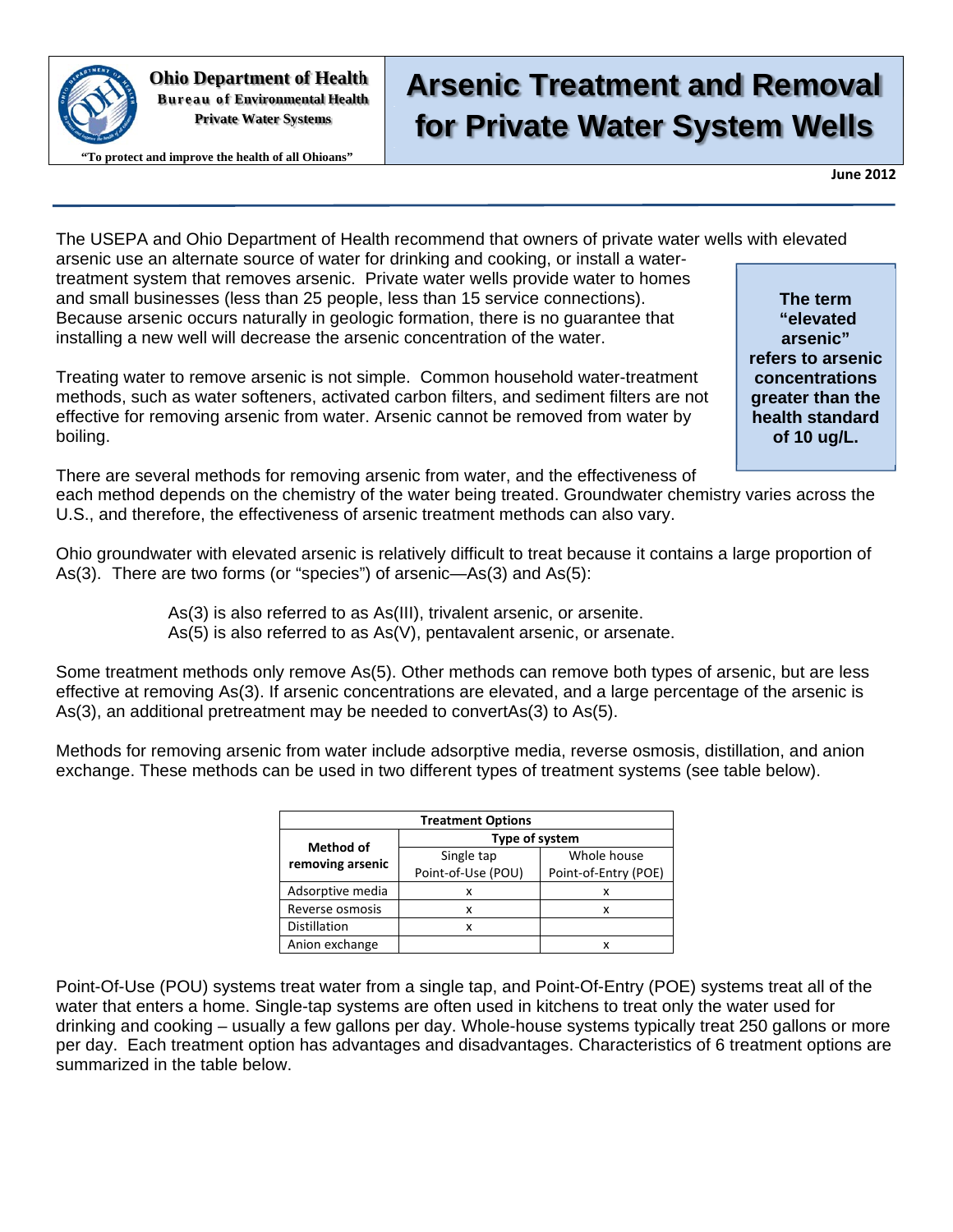**Ohio Department of Health**
**Bureau of Environmental Health**
**Private Water Systems**

**"To protect and improve the health of all Ohioans"**

# Arsenic Treatment and Removal for Private Water System Wells

**June 2012**

The USEPA and Ohio Department of Health recommend that owners of private water wells with elevated arsenic use an alternate source of water for drinking and cooking, or install a water-treatment system that removes arsenic. Private water wells provide water to homes and small businesses (less than 25 people, less than 15 service connections). Because arsenic occurs naturally in geologic formation, there is no guarantee that installing a new well will decrease the arsenic concentration of the water.

**The term "elevated arsenic" refers to arsenic concentrations greater than the health standard of 10 ug/L.**

Treating water to remove arsenic is not simple. Common household water-treatment methods, such as water softeners, activated carbon filters, and sediment filters are not effective for removing arsenic from water. Arsenic cannot be removed from water by boiling.

There are several methods for removing arsenic from water, and the effectiveness of each method depends on the chemistry of the water being treated. Groundwater chemistry varies across the U.S., and therefore, the effectiveness of arsenic treatment methods can also vary.

Ohio groundwater with elevated arsenic is relatively difficult to treat because it contains a large proportion of As(3). There are two forms (or "species") of arsenic—As(3) and As(5):

As(3) is also referred to as As(III), trivalent arsenic, or arsenite.
As(5) is also referred to as As(V), pentavalent arsenic, or arsenate.

Some treatment methods only remove As(5). Other methods can remove both types of arsenic, but are less effective at removing As(3). If arsenic concentrations are elevated, and a large percentage of the arsenic is As(3), an additional pretreatment may be needed to convertAs(3) to As(5).

Methods for removing arsenic from water include adsorptive media, reverse osmosis, distillation, and anion exchange. These methods can be used in two different types of treatment systems (see table below).

| Treatment Options | | |
|---|---|---|
| **Method of removing arsenic** | **Type of system** | |
| | Single tap Point-of-Use (POU) | Whole house Point-of-Entry (POE) |
| Adsorptive media | x | x |
| Reverse osmosis | x | x |
| Distillation | x | |
| Anion exchange | | x |

Point-Of-Use (POU) systems treat water from a single tap, and Point-Of-Entry (POE) systems treat all of the water that enters a home. Single-tap systems are often used in kitchens to treat only the water used for drinking and cooking – usually a few gallons per day. Whole-house systems typically treat 250 gallons or more per day. Each treatment option has advantages and disadvantages. Characteristics of 6 treatment options are summarized in the table below.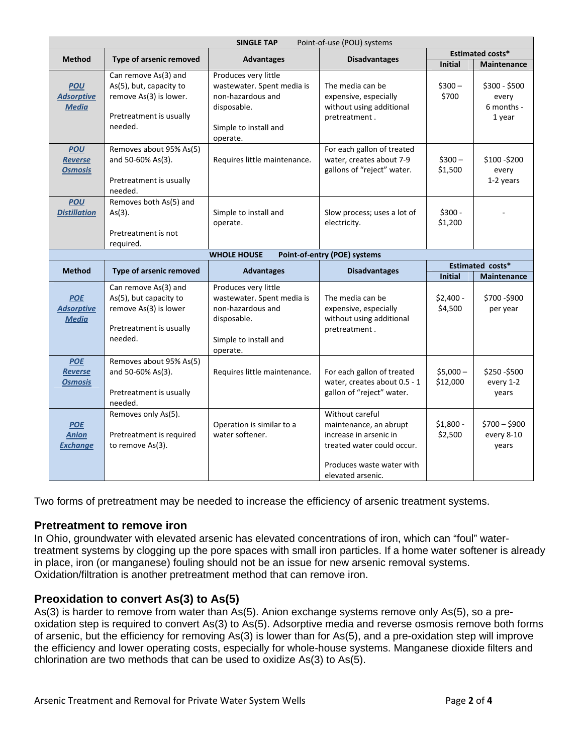| SINGLE TAP Point-of-use (POU) systems | | | | | |
|---|---|---|---|---|---|
| **Method** | **Type of arsenic removed** | **Advantages** | **Disadvantages** | **Estimated costs*** | |
| | | | | **Initial** | **Maintenance** |
| ***POU Adsorptive Media*** | Can remove As(3) and As(5), but, capacity to remove As(3) is lower. Pretreatment is usually needed. | Produces very little wastewater. Spent media is non-hazardous and disposable. Simple to install and operate. | The media can be expensive, especially without using additional pretreatment . | \$300 – \$700 | \$300 - \$500 every 6 months - 1 year |
| ***POU Reverse Osmosis*** | Removes about 95% As(5) and 50-60% As(3). Pretreatment is usually needed. | Requires little maintenance. | For each gallon of treated water, creates about 7-9 gallons of "reject" water. | \$300 – \$1,500 | \$100 -\$200 every 1-2 years |
| ***POU Distillation*** | Removes both As(5) and As(3). Pretreatment is not required. | Simple to install and operate. | Slow process; uses a lot of electricity. | \$300 - \$1,200 | - |
| **WHOLE HOUSE Point-of-entry (POE) systems** | | | | | |
| **Method** | **Type of arsenic removed** | **Advantages** | **Disadvantages** | **Estimated costs*** | |
| | | | | **Initial** | **Maintenance** |
| ***POE Adsorptive Media*** | Can remove As(3) and As(5), but capacity to remove As(3) is lower Pretreatment is usually needed. | Produces very little wastewater. Spent media is non-hazardous and disposable. Simple to install and operate. | The media can be expensive, especially without using additional pretreatment . | \$2,400 - \$4,500 | \$700 -\$900 per year |
| ***POE Reverse Osmosis*** | Removes about 95% As(5) and 50-60% As(3). Pretreatment is usually needed. | Requires little maintenance. | For each gallon of treated water, creates about 0.5 - 1 gallon of "reject" water. | \$5,000 – \$12,000 | \$250 -\$500 every 1-2 years |
| ***POE Anion Exchange*** | Removes only As(5). Pretreatment is required to remove As(3). | Operation is similar to a water softener. | Without careful maintenance, an abrupt increase in arsenic in treated water could occur. Produces waste water with elevated arsenic. | \$1,800 - \$2,500 | \$700 – \$900 every 8-10 years |

Two forms of pretreatment may be needed to increase the efficiency of arsenic treatment systems.

## Pretreatment to remove iron

In Ohio, groundwater with elevated arsenic has elevated concentrations of iron, which can "foul" water-treatment systems by clogging up the pore spaces with small iron particles. If a home water softener is already in place, iron (or manganese) fouling should not be an issue for new arsenic removal systems. Oxidation/filtration is another pretreatment method that can remove iron.

## Preoxidation to convert As(3) to As(5)

As(3) is harder to remove from water than As(5). Anion exchange systems remove only As(5), so a pre-oxidation step is required to convert As(3) to As(5). Adsorptive media and reverse osmosis remove both forms of arsenic, but the efficiency for removing As(3) is lower than for As(5), and a pre-oxidation step will improve the efficiency and lower operating costs, especially for whole-house systems. Manganese dioxide filters and chlorination are two methods that can be used to oxidize As(3) to As(5).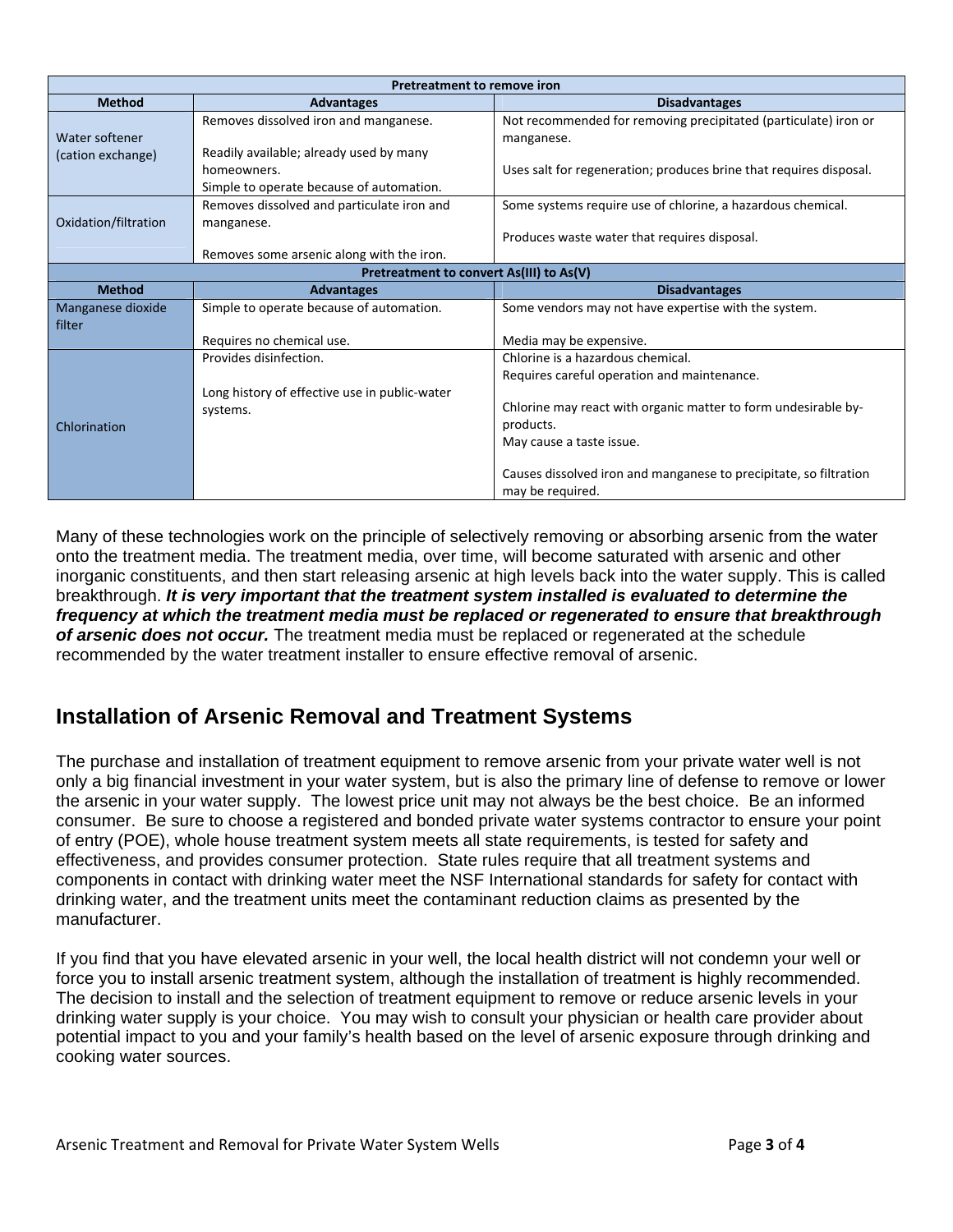| Pretreatment to remove iron | | |
|---|---|---|
| **Method** | **Advantages** | **Disadvantages** |
| Water softener (cation exchange) | Removes dissolved iron and manganese.<br><br>Readily available; already used by many homeowners.<br>Simple to operate because of automation. | Not recommended for removing precipitated (particulate) iron or manganese.<br><br>Uses salt for regeneration; produces brine that requires disposal. |
| Oxidation/filtration | Removes dissolved and particulate iron and manganese.<br><br>Removes some arsenic along with the iron. | Some systems require use of chlorine, a hazardous chemical.<br><br>Produces waste water that requires disposal. |
| **Pretreatment to convert As(III) to As(V)** | | |
| **Method** | **Advantages** | **Disadvantages** |
| Manganese dioxide filter | Simple to operate because of automation.<br><br>Requires no chemical use. | Some vendors may not have expertise with the system.<br><br>Media may be expensive. |
| Chlorination | Provides disinfection.<br><br>Long history of effective use in public-water systems. | Chlorine is a hazardous chemical.<br>Requires careful operation and maintenance.<br><br>Chlorine may react with organic matter to form undesirable by-products.<br>May cause a taste issue.<br><br>Causes dissolved iron and manganese to precipitate, so filtration may be required. |

Many of these technologies work on the principle of selectively removing or absorbing arsenic from the water onto the treatment media. The treatment media, over time, will become saturated with arsenic and other inorganic constituents, and then start releasing arsenic at high levels back into the water supply. This is called breakthrough. ***It is very important that the treatment system installed is evaluated to determine the frequency at which the treatment media must be replaced or regenerated to ensure that breakthrough of arsenic does not occur.*** The treatment media must be replaced or regenerated at the schedule recommended by the water treatment installer to ensure effective removal of arsenic.

## Installation of Arsenic Removal and Treatment Systems

The purchase and installation of treatment equipment to remove arsenic from your private water well is not only a big financial investment in your water system, but is also the primary line of defense to remove or lower the arsenic in your water supply. The lowest price unit may not always be the best choice. Be an informed consumer. Be sure to choose a registered and bonded private water systems contractor to ensure your point of entry (POE), whole house treatment system meets all state requirements, is tested for safety and effectiveness, and provides consumer protection. State rules require that all treatment systems and components in contact with drinking water meet the NSF International standards for safety for contact with drinking water, and the treatment units meet the contaminant reduction claims as presented by the manufacturer.

If you find that you have elevated arsenic in your well, the local health district will not condemn your well or force you to install arsenic treatment system, although the installation of treatment is highly recommended. The decision to install and the selection of treatment equipment to remove or reduce arsenic levels in your drinking water supply is your choice. You may wish to consult your physician or health care provider about potential impact to you and your family's health based on the level of arsenic exposure through drinking and cooking water sources.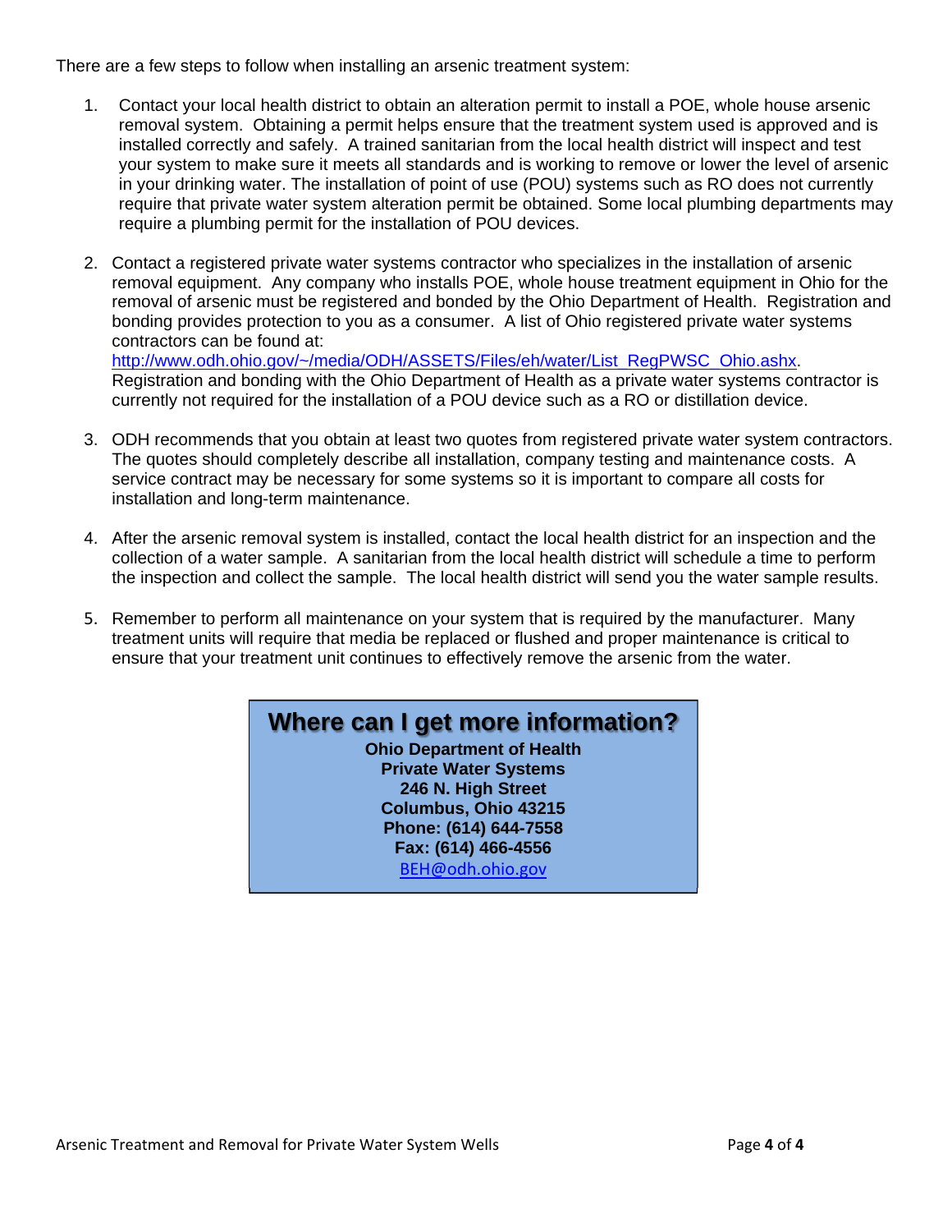There are a few steps to follow when installing an arsenic treatment system:

1. Contact your local health district to obtain an alteration permit to install a POE, whole house arsenic removal system. Obtaining a permit helps ensure that the treatment system used is approved and is installed correctly and safely. A trained sanitarian from the local health district will inspect and test your system to make sure it meets all standards and is working to remove or lower the level of arsenic in your drinking water. The installation of point of use (POU) systems such as RO does not currently require that private water system alteration permit be obtained. Some local plumbing departments may require a plumbing permit for the installation of POU devices.

2. Contact a registered private water systems contractor who specializes in the installation of arsenic removal equipment. Any company who installs POE, whole house treatment equipment in Ohio for the removal of arsenic must be registered and bonded by the Ohio Department of Health. Registration and bonding provides protection to you as a consumer. A list of Ohio registered private water systems contractors can be found at: http://www.odh.ohio.gov/~/media/ODH/ASSETS/Files/eh/water/List_RegPWSC_Ohio.ashx. Registration and bonding with the Ohio Department of Health as a private water systems contractor is currently not required for the installation of a POU device such as a RO or distillation device.

3. ODH recommends that you obtain at least two quotes from registered private water system contractors. The quotes should completely describe all installation, company testing and maintenance costs. A service contract may be necessary for some systems so it is important to compare all costs for installation and long-term maintenance.

4. After the arsenic removal system is installed, contact the local health district for an inspection and the collection of a water sample. A sanitarian from the local health district will schedule a time to perform the inspection and collect the sample. The local health district will send you the water sample results.

5. Remember to perform all maintenance on your system that is required by the manufacturer. Many treatment units will require that media be replaced or flushed and proper maintenance is critical to ensure that your treatment unit continues to effectively remove the arsenic from the water.

## Where can I get more information?

**Ohio Department of Health**
**Private Water Systems**
**246 N. High Street**
**Columbus, Ohio 43215**
**Phone: (614) 644-7558**
**Fax: (614) 466-4556**
BEH@odh.ohio.gov